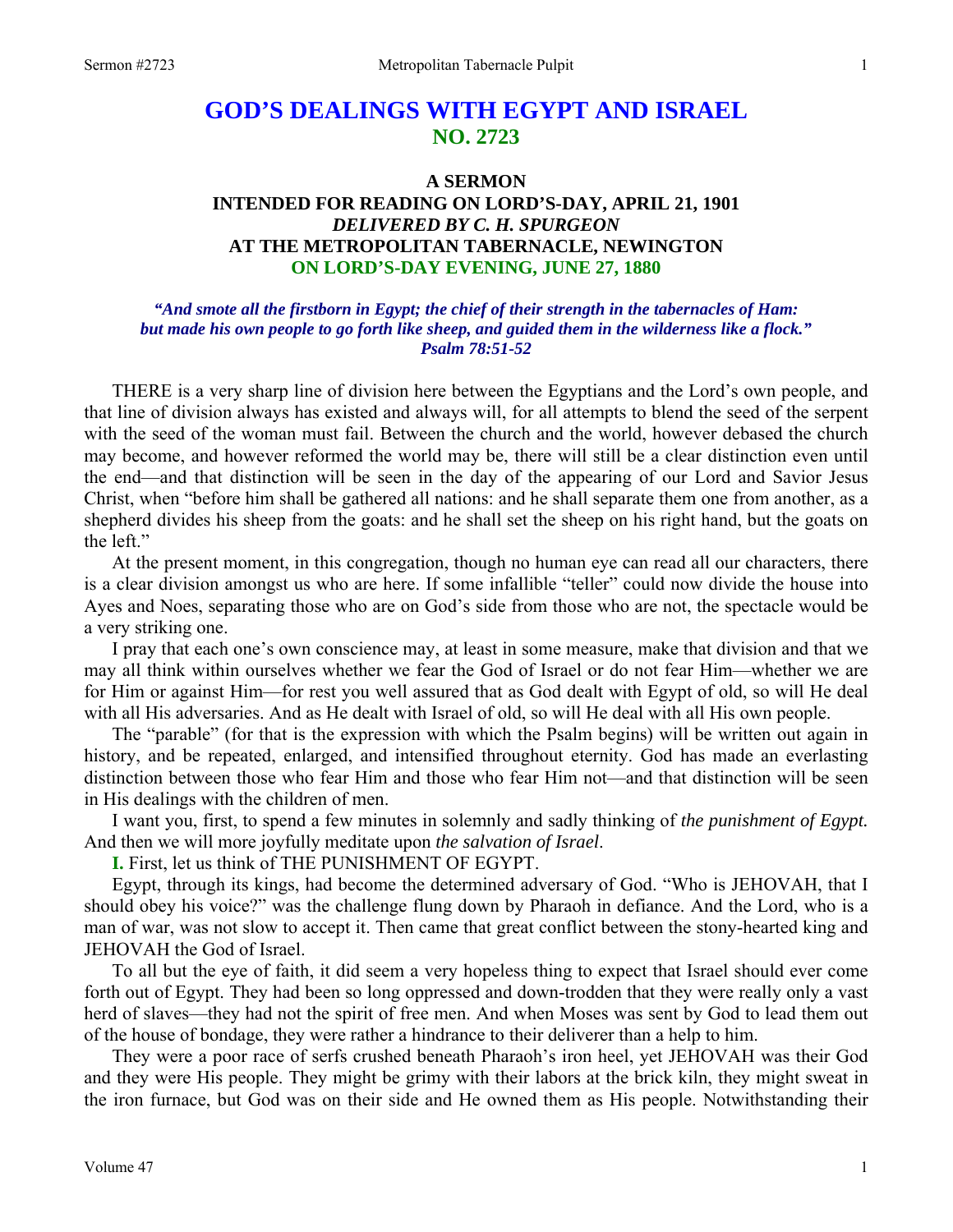# GOD'S DEALINGS WITH EGYPT AND ISRAEL
## NO. 2723

### A SERMON
### INTENDED FOR READING ON LORD'S-DAY, APRIL 21, 1901
### *DELIVERED BY C. H. SPURGEON*
### AT THE METROPOLITAN TABERNACLE, NEWINGTON
### ON LORD'S-DAY EVENING, JUNE 27, 1880

***"And smote all the firstborn in Egypt; the chief of their strength in the tabernacles of Ham: but made his own people to go forth like sheep, and guided them in the wilderness like a flock." Psalm 78:51-52***

THERE is a very sharp line of division here between the Egyptians and the Lord's own people, and that line of division always has existed and always will, for all attempts to blend the seed of the serpent with the seed of the woman must fail. Between the church and the world, however debased the church may become, and however reformed the world may be, there will still be a clear distinction even until the end—and that distinction will be seen in the day of the appearing of our Lord and Savior Jesus Christ, when "before him shall be gathered all nations: and he shall separate them one from another, as a shepherd divides his sheep from the goats: and he shall set the sheep on his right hand, but the goats on the left."

At the present moment, in this congregation, though no human eye can read all our characters, there is a clear division amongst us who are here. If some infallible "teller" could now divide the house into Ayes and Noes, separating those who are on God's side from those who are not, the spectacle would be a very striking one.

I pray that each one's own conscience may, at least in some measure, make that division and that we may all think within ourselves whether we fear the God of Israel or do not fear Him—whether we are for Him or against Him—for rest you well assured that as God dealt with Egypt of old, so will He deal with all His adversaries. And as He dealt with Israel of old, so will He deal with all His own people.

The "parable" (for that is the expression with which the Psalm begins) will be written out again in history, and be repeated, enlarged, and intensified throughout eternity. God has made an everlasting distinction between those who fear Him and those who fear Him not—and that distinction will be seen in His dealings with the children of men.

I want you, first, to spend a few minutes in solemnly and sadly thinking of *the punishment of Egypt.* And then we will more joyfully meditate upon *the salvation of Israel*.

**I.** First, let us think of THE PUNISHMENT OF EGYPT.

Egypt, through its kings, had become the determined adversary of God. "Who is JEHOVAH, that I should obey his voice?" was the challenge flung down by Pharaoh in defiance. And the Lord, who is a man of war, was not slow to accept it. Then came that great conflict between the stony-hearted king and JEHOVAH the God of Israel.

To all but the eye of faith, it did seem a very hopeless thing to expect that Israel should ever come forth out of Egypt. They had been so long oppressed and down-trodden that they were really only a vast herd of slaves—they had not the spirit of free men. And when Moses was sent by God to lead them out of the house of bondage, they were rather a hindrance to their deliverer than a help to him.

They were a poor race of serfs crushed beneath Pharaoh's iron heel, yet JEHOVAH was their God and they were His people. They might be grimy with their labors at the brick kiln, they might sweat in the iron furnace, but God was on their side and He owned them as His people. Notwithstanding their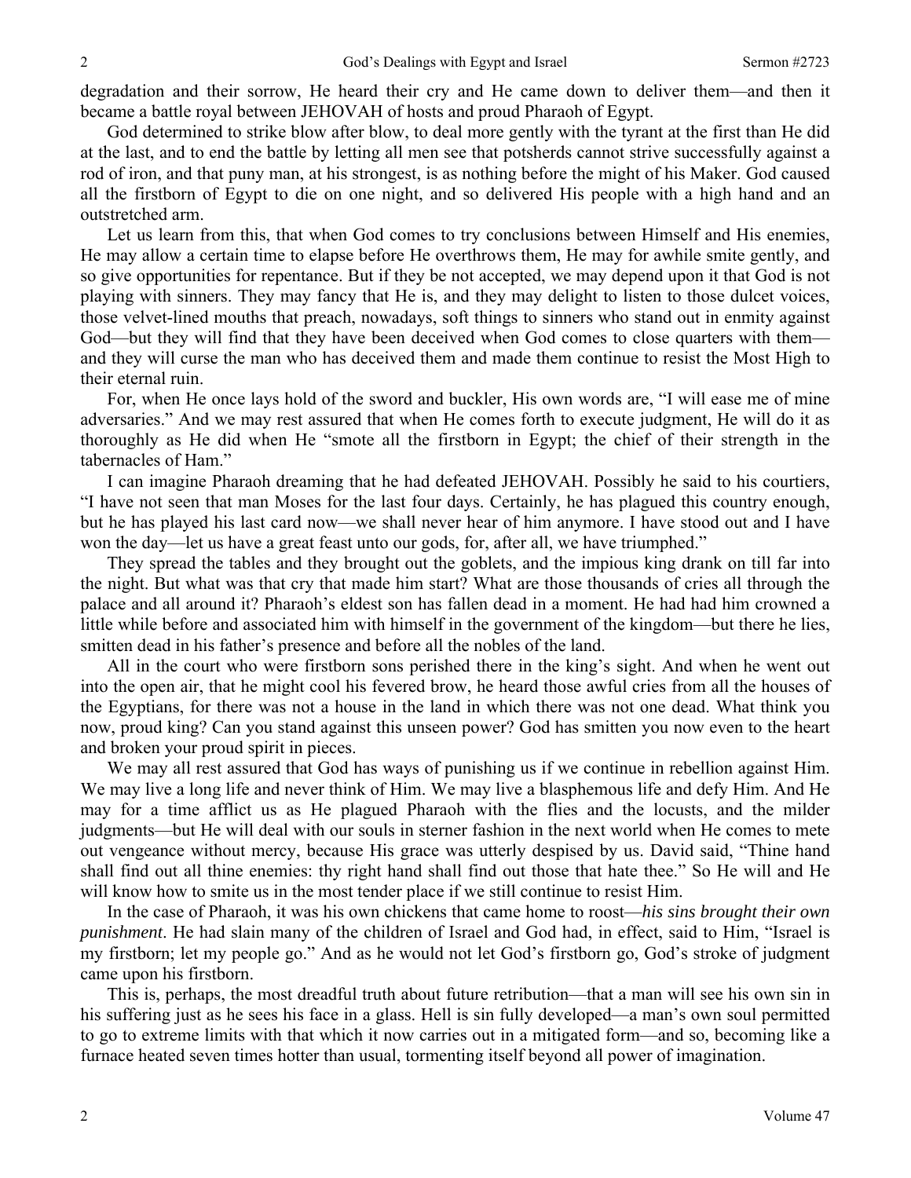degradation and their sorrow, He heard their cry and He came down to deliver them—and then it became a battle royal between JEHOVAH of hosts and proud Pharaoh of Egypt.

God determined to strike blow after blow, to deal more gently with the tyrant at the first than He did at the last, and to end the battle by letting all men see that potsherds cannot strive successfully against a rod of iron, and that puny man, at his strongest, is as nothing before the might of his Maker. God caused all the firstborn of Egypt to die on one night, and so delivered His people with a high hand and an outstretched arm.

Let us learn from this, that when God comes to try conclusions between Himself and His enemies, He may allow a certain time to elapse before He overthrows them, He may for awhile smite gently, and so give opportunities for repentance. But if they be not accepted, we may depend upon it that God is not playing with sinners. They may fancy that He is, and they may delight to listen to those dulcet voices, those velvet-lined mouths that preach, nowadays, soft things to sinners who stand out in enmity against God—but they will find that they have been deceived when God comes to close quarters with them—and they will curse the man who has deceived them and made them continue to resist the Most High to their eternal ruin.

For, when He once lays hold of the sword and buckler, His own words are, "I will ease me of mine adversaries." And we may rest assured that when He comes forth to execute judgment, He will do it as thoroughly as He did when He "smote all the firstborn in Egypt; the chief of their strength in the tabernacles of Ham."

I can imagine Pharaoh dreaming that he had defeated JEHOVAH. Possibly he said to his courtiers, "I have not seen that man Moses for the last four days. Certainly, he has plagued this country enough, but he has played his last card now—we shall never hear of him anymore. I have stood out and I have won the day—let us have a great feast unto our gods, for, after all, we have triumphed."

They spread the tables and they brought out the goblets, and the impious king drank on till far into the night. But what was that cry that made him start? What are those thousands of cries all through the palace and all around it? Pharaoh's eldest son has fallen dead in a moment. He had had him crowned a little while before and associated him with himself in the government of the kingdom—but there he lies, smitten dead in his father's presence and before all the nobles of the land.

All in the court who were firstborn sons perished there in the king's sight. And when he went out into the open air, that he might cool his fevered brow, he heard those awful cries from all the houses of the Egyptians, for there was not a house in the land in which there was not one dead. What think you now, proud king? Can you stand against this unseen power? God has smitten you now even to the heart and broken your proud spirit in pieces.

We may all rest assured that God has ways of punishing us if we continue in rebellion against Him. We may live a long life and never think of Him. We may live a blasphemous life and defy Him. And He may for a time afflict us as He plagued Pharaoh with the flies and the locusts, and the milder judgments—but He will deal with our souls in sterner fashion in the next world when He comes to mete out vengeance without mercy, because His grace was utterly despised by us. David said, "Thine hand shall find out all thine enemies: thy right hand shall find out those that hate thee." So He will and He will know how to smite us in the most tender place if we still continue to resist Him.

In the case of Pharaoh, it was his own chickens that came home to roost—*his sins brought their own punishment*. He had slain many of the children of Israel and God had, in effect, said to Him, "Israel is my firstborn; let my people go." And as he would not let God's firstborn go, God's stroke of judgment came upon his firstborn.

This is, perhaps, the most dreadful truth about future retribution—that a man will see his own sin in his suffering just as he sees his face in a glass. Hell is sin fully developed—a man's own soul permitted to go to extreme limits with that which it now carries out in a mitigated form—and so, becoming like a furnace heated seven times hotter than usual, tormenting itself beyond all power of imagination.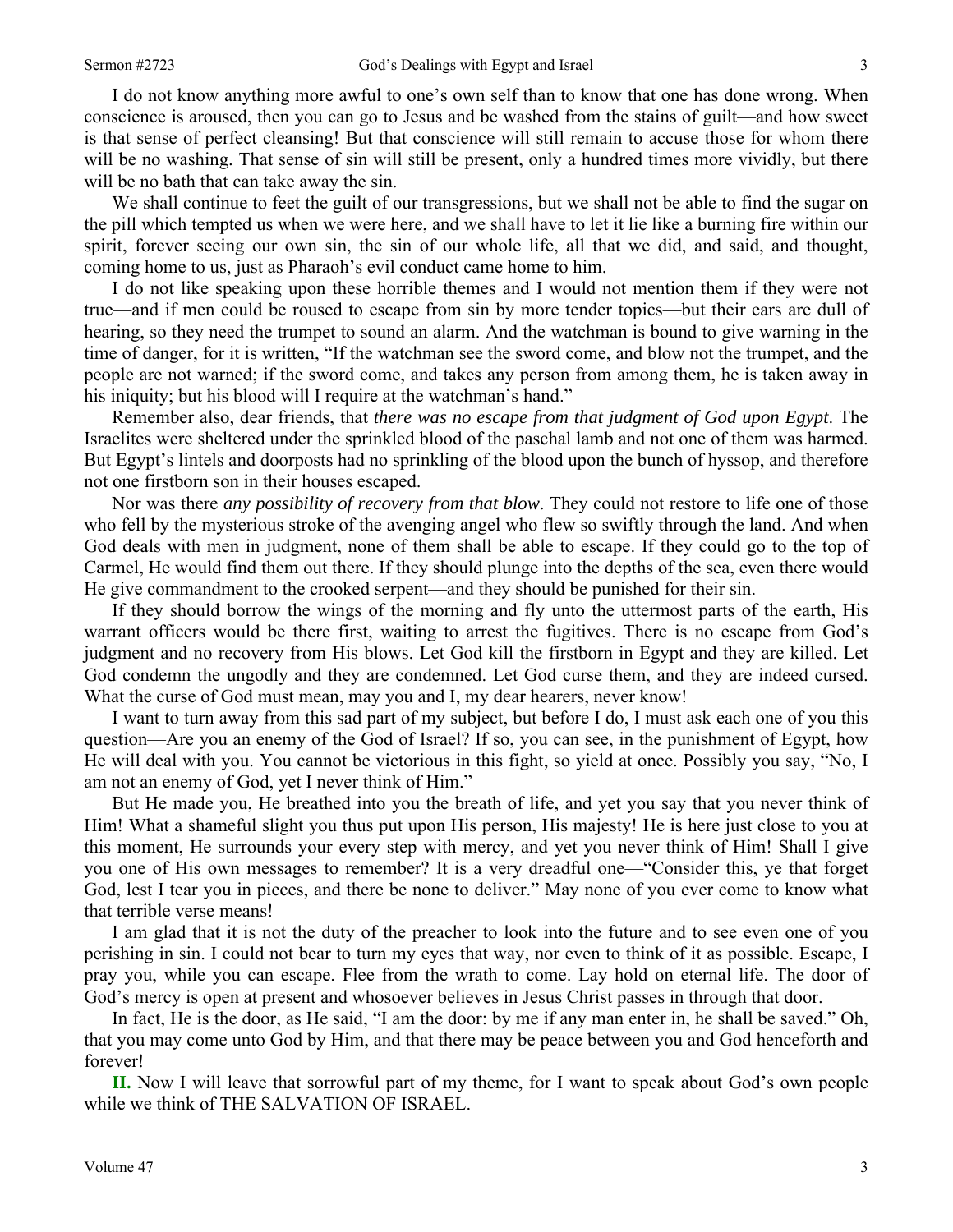I do not know anything more awful to one's own self than to know that one has done wrong. When conscience is aroused, then you can go to Jesus and be washed from the stains of guilt—and how sweet is that sense of perfect cleansing! But that conscience will still remain to accuse those for whom there will be no washing. That sense of sin will still be present, only a hundred times more vividly, but there will be no bath that can take away the sin.

We shall continue to feet the guilt of our transgressions, but we shall not be able to find the sugar on the pill which tempted us when we were here, and we shall have to let it lie like a burning fire within our spirit, forever seeing our own sin, the sin of our whole life, all that we did, and said, and thought, coming home to us, just as Pharaoh's evil conduct came home to him.

I do not like speaking upon these horrible themes and I would not mention them if they were not true—and if men could be roused to escape from sin by more tender topics—but their ears are dull of hearing, so they need the trumpet to sound an alarm. And the watchman is bound to give warning in the time of danger, for it is written, "If the watchman see the sword come, and blow not the trumpet, and the people are not warned; if the sword come, and takes any person from among them, he is taken away in his iniquity; but his blood will I require at the watchman's hand."

Remember also, dear friends, that *there was no escape from that judgment of God upon Egypt*. The Israelites were sheltered under the sprinkled blood of the paschal lamb and not one of them was harmed. But Egypt's lintels and doorposts had no sprinkling of the blood upon the bunch of hyssop, and therefore not one firstborn son in their houses escaped.

Nor was there *any possibility of recovery from that blow*. They could not restore to life one of those who fell by the mysterious stroke of the avenging angel who flew so swiftly through the land. And when God deals with men in judgment, none of them shall be able to escape. If they could go to the top of Carmel, He would find them out there. If they should plunge into the depths of the sea, even there would He give commandment to the crooked serpent—and they should be punished for their sin.

If they should borrow the wings of the morning and fly unto the uttermost parts of the earth, His warrant officers would be there first, waiting to arrest the fugitives. There is no escape from God's judgment and no recovery from His blows. Let God kill the firstborn in Egypt and they are killed. Let God condemn the ungodly and they are condemned. Let God curse them, and they are indeed cursed. What the curse of God must mean, may you and I, my dear hearers, never know!

I want to turn away from this sad part of my subject, but before I do, I must ask each one of you this question—Are you an enemy of the God of Israel? If so, you can see, in the punishment of Egypt, how He will deal with you. You cannot be victorious in this fight, so yield at once. Possibly you say, "No, I am not an enemy of God, yet I never think of Him."

But He made you, He breathed into you the breath of life, and yet you say that you never think of Him! What a shameful slight you thus put upon His person, His majesty! He is here just close to you at this moment, He surrounds your every step with mercy, and yet you never think of Him! Shall I give you one of His own messages to remember? It is a very dreadful one—"Consider this, ye that forget God, lest I tear you in pieces, and there be none to deliver." May none of you ever come to know what that terrible verse means!

I am glad that it is not the duty of the preacher to look into the future and to see even one of you perishing in sin. I could not bear to turn my eyes that way, nor even to think of it as possible. Escape, I pray you, while you can escape. Flee from the wrath to come. Lay hold on eternal life. The door of God's mercy is open at present and whosoever believes in Jesus Christ passes in through that door.

In fact, He is the door, as He said, "I am the door: by me if any man enter in, he shall be saved." Oh, that you may come unto God by Him, and that there may be peace between you and God henceforth and forever!

**II.** Now I will leave that sorrowful part of my theme, for I want to speak about God's own people while we think of THE SALVATION OF ISRAEL.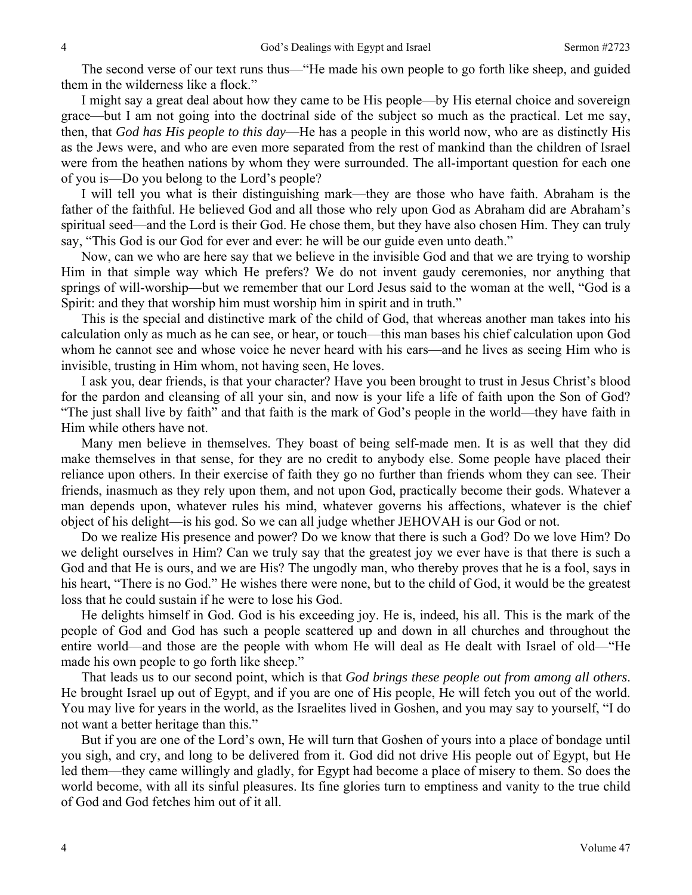The second verse of our text runs thus—"He made his own people to go forth like sheep, and guided them in the wilderness like a flock."

I might say a great deal about how they came to be His people—by His eternal choice and sovereign grace—but I am not going into the doctrinal side of the subject so much as the practical. Let me say, then, that *God has His people to this day*—He has a people in this world now, who are as distinctly His as the Jews were, and who are even more separated from the rest of mankind than the children of Israel were from the heathen nations by whom they were surrounded. The all-important question for each one of you is—Do you belong to the Lord's people?

I will tell you what is their distinguishing mark—they are those who have faith. Abraham is the father of the faithful. He believed God and all those who rely upon God as Abraham did are Abraham's spiritual seed—and the Lord is their God. He chose them, but they have also chosen Him. They can truly say, "This God is our God for ever and ever: he will be our guide even unto death."

Now, can we who are here say that we believe in the invisible God and that we are trying to worship Him in that simple way which He prefers? We do not invent gaudy ceremonies, nor anything that springs of will-worship—but we remember that our Lord Jesus said to the woman at the well, "God is a Spirit: and they that worship him must worship him in spirit and in truth."

This is the special and distinctive mark of the child of God, that whereas another man takes into his calculation only as much as he can see, or hear, or touch—this man bases his chief calculation upon God whom he cannot see and whose voice he never heard with his ears—and he lives as seeing Him who is invisible, trusting in Him whom, not having seen, He loves.

I ask you, dear friends, is that your character? Have you been brought to trust in Jesus Christ's blood for the pardon and cleansing of all your sin, and now is your life a life of faith upon the Son of God? "The just shall live by faith" and that faith is the mark of God's people in the world—they have faith in Him while others have not.

Many men believe in themselves. They boast of being self-made men. It is as well that they did make themselves in that sense, for they are no credit to anybody else. Some people have placed their reliance upon others. In their exercise of faith they go no further than friends whom they can see. Their friends, inasmuch as they rely upon them, and not upon God, practically become their gods. Whatever a man depends upon, whatever rules his mind, whatever governs his affections, whatever is the chief object of his delight—is his god. So we can all judge whether JEHOVAH is our God or not.

Do we realize His presence and power? Do we know that there is such a God? Do we love Him? Do we delight ourselves in Him? Can we truly say that the greatest joy we ever have is that there is such a God and that He is ours, and we are His? The ungodly man, who thereby proves that he is a fool, says in his heart, "There is no God." He wishes there were none, but to the child of God, it would be the greatest loss that he could sustain if he were to lose his God.

He delights himself in God. God is his exceeding joy. He is, indeed, his all. This is the mark of the people of God and God has such a people scattered up and down in all churches and throughout the entire world—and those are the people with whom He will deal as He dealt with Israel of old—"He made his own people to go forth like sheep."

That leads us to our second point, which is that *God brings these people out from among all others*. He brought Israel up out of Egypt, and if you are one of His people, He will fetch you out of the world. You may live for years in the world, as the Israelites lived in Goshen, and you may say to yourself, "I do not want a better heritage than this."

But if you are one of the Lord's own, He will turn that Goshen of yours into a place of bondage until you sigh, and cry, and long to be delivered from it. God did not drive His people out of Egypt, but He led them—they came willingly and gladly, for Egypt had become a place of misery to them. So does the world become, with all its sinful pleasures. Its fine glories turn to emptiness and vanity to the true child of God and God fetches him out of it all.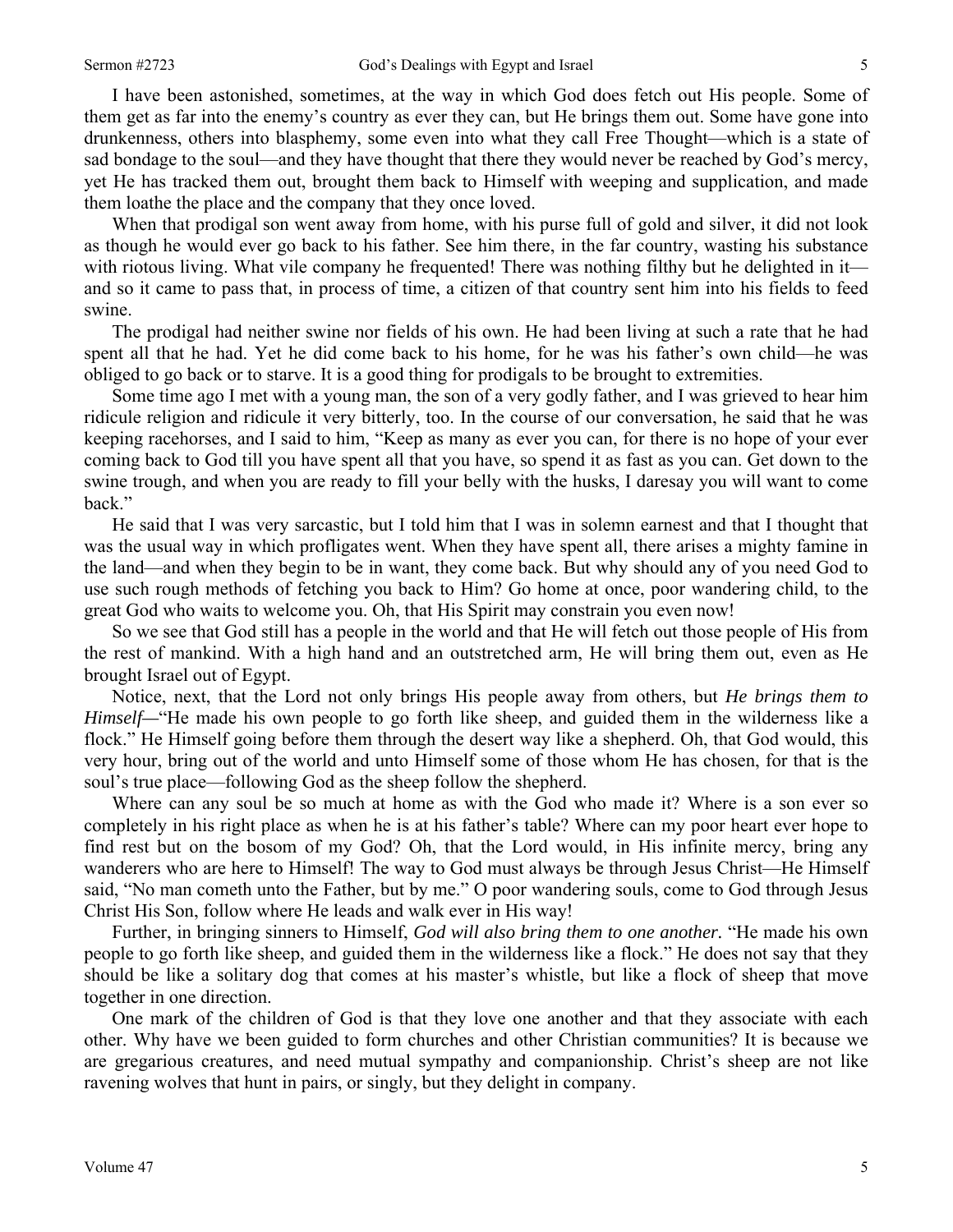I have been astonished, sometimes, at the way in which God does fetch out His people. Some of them get as far into the enemy's country as ever they can, but He brings them out. Some have gone into drunkenness, others into blasphemy, some even into what they call Free Thought—which is a state of sad bondage to the soul—and they have thought that there they would never be reached by God's mercy, yet He has tracked them out, brought them back to Himself with weeping and supplication, and made them loathe the place and the company that they once loved.

When that prodigal son went away from home, with his purse full of gold and silver, it did not look as though he would ever go back to his father. See him there, in the far country, wasting his substance with riotous living. What vile company he frequented! There was nothing filthy but he delighted in it—and so it came to pass that, in process of time, a citizen of that country sent him into his fields to feed swine.

The prodigal had neither swine nor fields of his own. He had been living at such a rate that he had spent all that he had. Yet he did come back to his home, for he was his father's own child—he was obliged to go back or to starve. It is a good thing for prodigals to be brought to extremities.

Some time ago I met with a young man, the son of a very godly father, and I was grieved to hear him ridicule religion and ridicule it very bitterly, too. In the course of our conversation, he said that he was keeping racehorses, and I said to him, "Keep as many as ever you can, for there is no hope of your ever coming back to God till you have spent all that you have, so spend it as fast as you can. Get down to the swine trough, and when you are ready to fill your belly with the husks, I daresay you will want to come back."

He said that I was very sarcastic, but I told him that I was in solemn earnest and that I thought that was the usual way in which profligates went. When they have spent all, there arises a mighty famine in the land—and when they begin to be in want, they come back. But why should any of you need God to use such rough methods of fetching you back to Him? Go home at once, poor wandering child, to the great God who waits to welcome you. Oh, that His Spirit may constrain you even now!

So we see that God still has a people in the world and that He will fetch out those people of His from the rest of mankind. With a high hand and an outstretched arm, He will bring them out, even as He brought Israel out of Egypt.

Notice, next, that the Lord not only brings His people away from others, but *He brings them to Himself—*"He made his own people to go forth like sheep, and guided them in the wilderness like a flock." He Himself going before them through the desert way like a shepherd. Oh, that God would, this very hour, bring out of the world and unto Himself some of those whom He has chosen, for that is the soul's true place—following God as the sheep follow the shepherd.

Where can any soul be so much at home as with the God who made it? Where is a son ever so completely in his right place as when he is at his father's table? Where can my poor heart ever hope to find rest but on the bosom of my God? Oh, that the Lord would, in His infinite mercy, bring any wanderers who are here to Himself! The way to God must always be through Jesus Christ—He Himself said, "No man cometh unto the Father, but by me." O poor wandering souls, come to God through Jesus Christ His Son, follow where He leads and walk ever in His way!

Further, in bringing sinners to Himself, *God will also bring them to one another.* "He made his own people to go forth like sheep, and guided them in the wilderness like a flock." He does not say that they should be like a solitary dog that comes at his master's whistle, but like a flock of sheep that move together in one direction.

One mark of the children of God is that they love one another and that they associate with each other. Why have we been guided to form churches and other Christian communities? It is because we are gregarious creatures, and need mutual sympathy and companionship. Christ's sheep are not like ravening wolves that hunt in pairs, or singly, but they delight in company.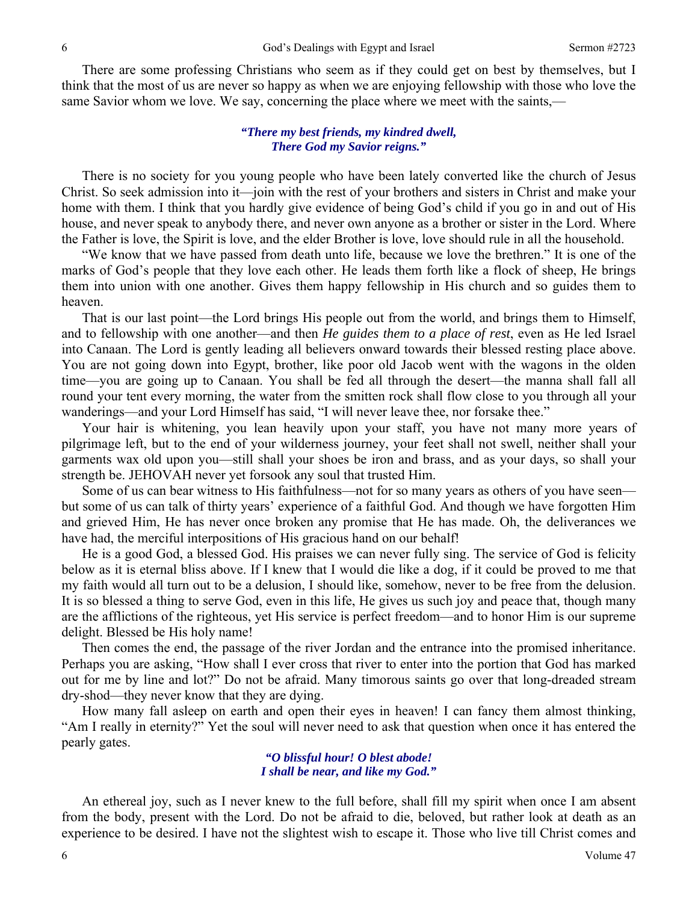There are some professing Christians who seem as if they could get on best by themselves, but I think that the most of us are never so happy as when we are enjoying fellowship with those who love the same Savior whom we love. We say, concerning the place where we meet with the saints,—

> ***"There my best friends, my kindred dwell,***
> ***There God my Savior reigns."***

There is no society for you young people who have been lately converted like the church of Jesus Christ. So seek admission into it—join with the rest of your brothers and sisters in Christ and make your home with them. I think that you hardly give evidence of being God's child if you go in and out of His house, and never speak to anybody there, and never own anyone as a brother or sister in the Lord. Where the Father is love, the Spirit is love, and the elder Brother is love, love should rule in all the household.

"We know that we have passed from death unto life, because we love the brethren." It is one of the marks of God's people that they love each other. He leads them forth like a flock of sheep, He brings them into union with one another. Gives them happy fellowship in His church and so guides them to heaven.

That is our last point—the Lord brings His people out from the world, and brings them to Himself, and to fellowship with one another—and then *He guides them to a place of rest*, even as He led Israel into Canaan. The Lord is gently leading all believers onward towards their blessed resting place above. You are not going down into Egypt, brother, like poor old Jacob went with the wagons in the olden time—you are going up to Canaan. You shall be fed all through the desert—the manna shall fall all round your tent every morning, the water from the smitten rock shall flow close to you through all your wanderings—and your Lord Himself has said, "I will never leave thee, nor forsake thee."

Your hair is whitening, you lean heavily upon your staff, you have not many more years of pilgrimage left, but to the end of your wilderness journey, your feet shall not swell, neither shall your garments wax old upon you—still shall your shoes be iron and brass, and as your days, so shall your strength be. JEHOVAH never yet forsook any soul that trusted Him.

Some of us can bear witness to His faithfulness—not for so many years as others of you have seen—but some of us can talk of thirty years' experience of a faithful God. And though we have forgotten Him and grieved Him, He has never once broken any promise that He has made. Oh, the deliverances we have had, the merciful interpositions of His gracious hand on our behalf!

He is a good God, a blessed God. His praises we can never fully sing. The service of God is felicity below as it is eternal bliss above. If I knew that I would die like a dog, if it could be proved to me that my faith would all turn out to be a delusion, I should like, somehow, never to be free from the delusion. It is so blessed a thing to serve God, even in this life, He gives us such joy and peace that, though many are the afflictions of the righteous, yet His service is perfect freedom—and to honor Him is our supreme delight. Blessed be His holy name!

Then comes the end, the passage of the river Jordan and the entrance into the promised inheritance. Perhaps you are asking, "How shall I ever cross that river to enter into the portion that God has marked out for me by line and lot?" Do not be afraid. Many timorous saints go over that long-dreaded stream dry-shod—they never know that they are dying.

How many fall asleep on earth and open their eyes in heaven! I can fancy them almost thinking, "Am I really in eternity?" Yet the soul will never need to ask that question when once it has entered the pearly gates.

> ***"O blissful hour! O blest abode!***
> ***I shall be near, and like my God."***

An ethereal joy, such as I never knew to the full before, shall fill my spirit when once I am absent from the body, present with the Lord. Do not be afraid to die, beloved, but rather look at death as an experience to be desired. I have not the slightest wish to escape it. Those who live till Christ comes and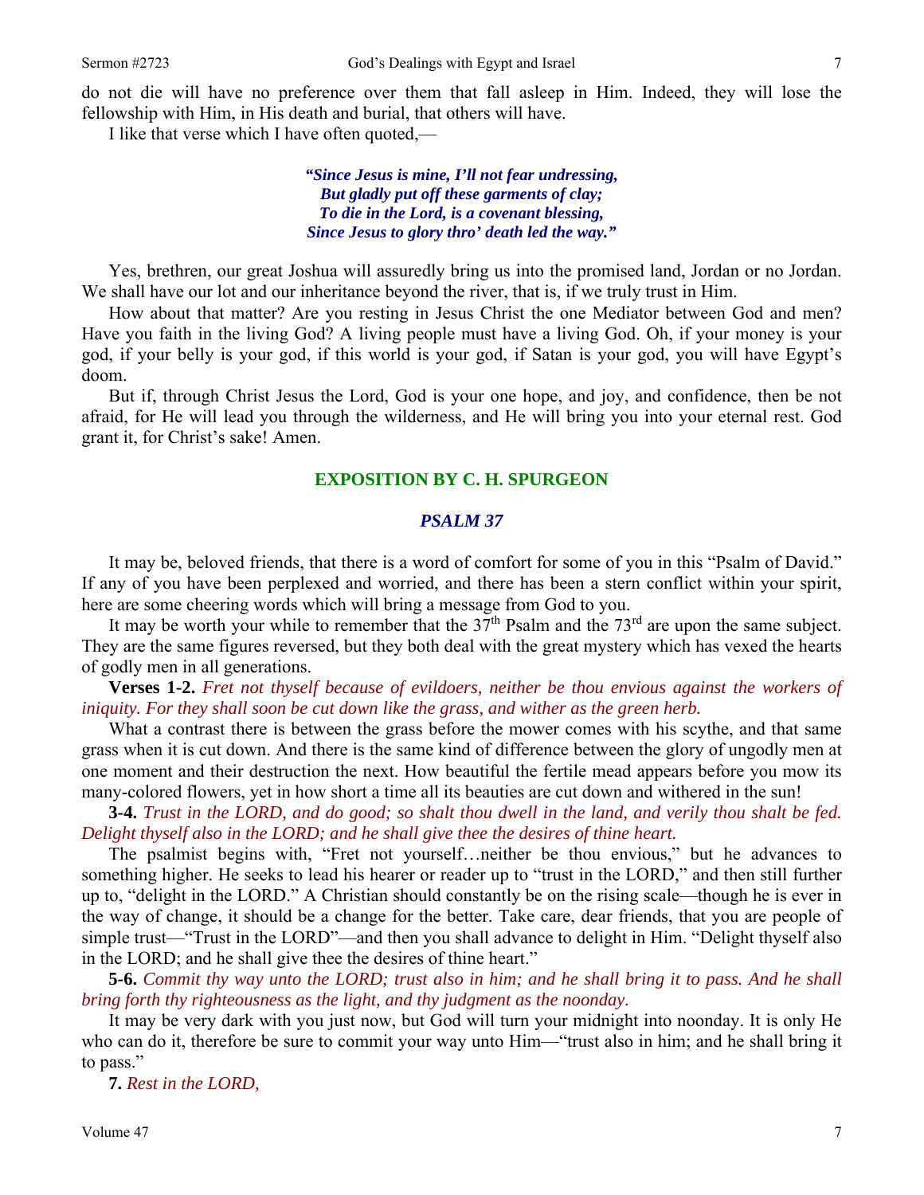do not die will have no preference over them that fall asleep in Him. Indeed, they will lose the fellowship with Him, in His death and burial, that others will have.

I like that verse which I have often quoted,—

> ***"Since Jesus is mine, I'll not fear undressing,***
> ***But gladly put off these garments of clay;***
> ***To die in the Lord, is a covenant blessing,***
> ***Since Jesus to glory thro' death led the way."***

Yes, brethren, our great Joshua will assuredly bring us into the promised land, Jordan or no Jordan. We shall have our lot and our inheritance beyond the river, that is, if we truly trust in Him.

How about that matter? Are you resting in Jesus Christ the one Mediator between God and men? Have you faith in the living God? A living people must have a living God. Oh, if your money is your god, if your belly is your god, if this world is your god, if Satan is your god, you will have Egypt's doom.

But if, through Christ Jesus the Lord, God is your one hope, and joy, and confidence, then be not afraid, for He will lead you through the wilderness, and He will bring you into your eternal rest. God grant it, for Christ's sake! Amen.

## EXPOSITION BY C. H. SPURGEON

### *PSALM 37*

It may be, beloved friends, that there is a word of comfort for some of you in this "Psalm of David." If any of you have been perplexed and worried, and there has been a stern conflict within your spirit, here are some cheering words which will bring a message from God to you.

It may be worth your while to remember that the 37th Psalm and the 73rd are upon the same subject. They are the same figures reversed, but they both deal with the great mystery which has vexed the hearts of godly men in all generations.

**Verses 1-2.** *Fret not thyself because of evildoers, neither be thou envious against the workers of iniquity. For they shall soon be cut down like the grass, and wither as the green herb.*

What a contrast there is between the grass before the mower comes with his scythe, and that same grass when it is cut down. And there is the same kind of difference between the glory of ungodly men at one moment and their destruction the next. How beautiful the fertile mead appears before you mow its many-colored flowers, yet in how short a time all its beauties are cut down and withered in the sun!

**3-4.** *Trust in the LORD, and do good; so shalt thou dwell in the land, and verily thou shalt be fed. Delight thyself also in the LORD; and he shall give thee the desires of thine heart.*

The psalmist begins with, "Fret not yourself…neither be thou envious," but he advances to something higher. He seeks to lead his hearer or reader up to "trust in the LORD," and then still further up to, "delight in the LORD." A Christian should constantly be on the rising scale—though he is ever in the way of change, it should be a change for the better. Take care, dear friends, that you are people of simple trust—"Trust in the LORD"—and then you shall advance to delight in Him. "Delight thyself also in the LORD; and he shall give thee the desires of thine heart."

**5-6.** *Commit thy way unto the LORD; trust also in him; and he shall bring it to pass. And he shall bring forth thy righteousness as the light, and thy judgment as the noonday.*

It may be very dark with you just now, but God will turn your midnight into noonday. It is only He who can do it, therefore be sure to commit your way unto Him—"trust also in him; and he shall bring it to pass."

**7.** *Rest in the LORD,*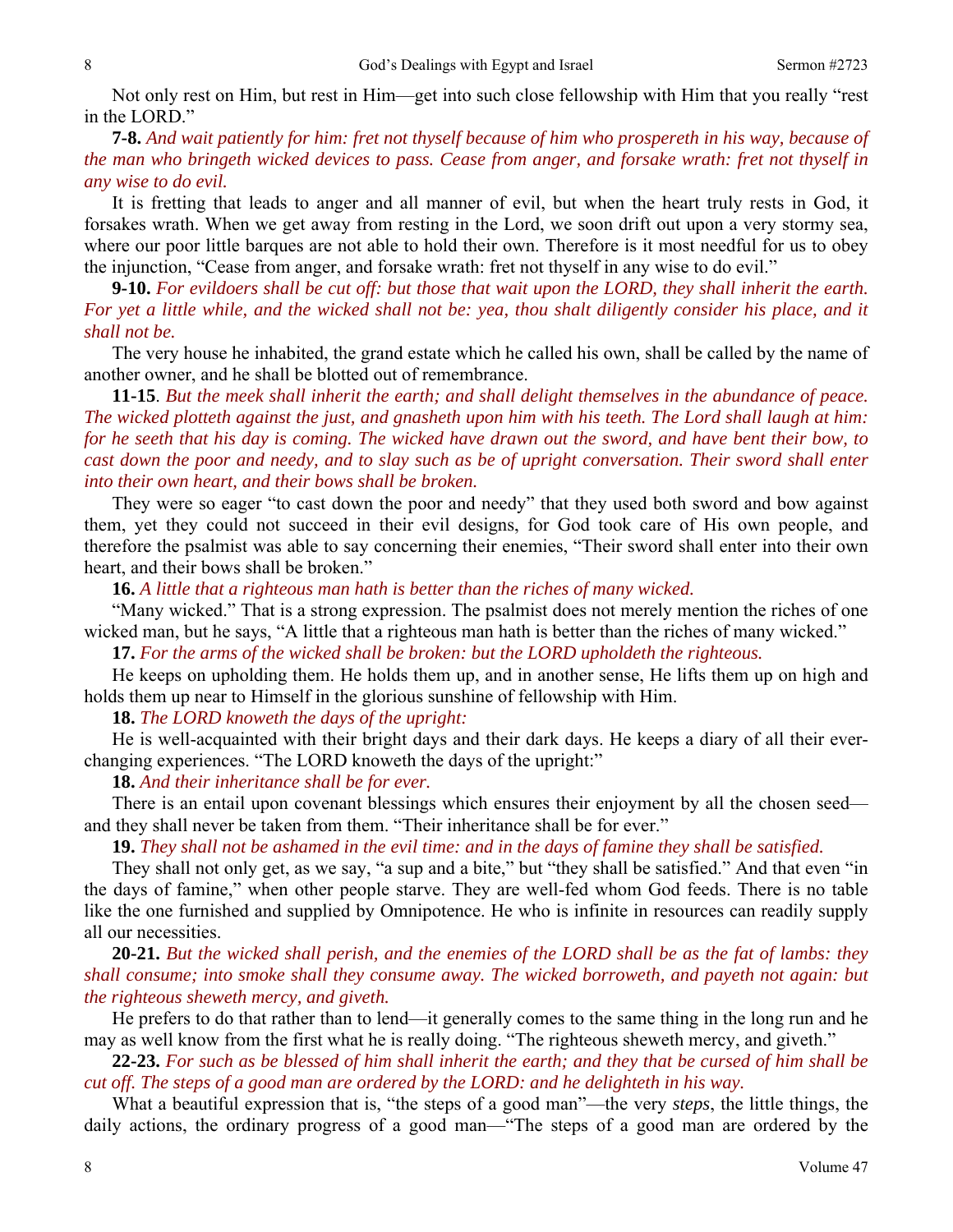Not only rest on Him, but rest in Him—get into such close fellowship with Him that you really "rest in the LORD."

**7-8.** *And wait patiently for him: fret not thyself because of him who prospereth in his way, because of the man who bringeth wicked devices to pass. Cease from anger, and forsake wrath: fret not thyself in any wise to do evil.*

It is fretting that leads to anger and all manner of evil, but when the heart truly rests in God, it forsakes wrath. When we get away from resting in the Lord, we soon drift out upon a very stormy sea, where our poor little barques are not able to hold their own. Therefore is it most needful for us to obey the injunction, "Cease from anger, and forsake wrath: fret not thyself in any wise to do evil."

**9-10.** *For evildoers shall be cut off: but those that wait upon the LORD, they shall inherit the earth. For yet a little while, and the wicked shall not be: yea, thou shalt diligently consider his place, and it shall not be.*

The very house he inhabited, the grand estate which he called his own, shall be called by the name of another owner, and he shall be blotted out of remembrance.

**11-15**. *But the meek shall inherit the earth; and shall delight themselves in the abundance of peace. The wicked plotteth against the just, and gnasheth upon him with his teeth. The Lord shall laugh at him: for he seeth that his day is coming. The wicked have drawn out the sword, and have bent their bow, to cast down the poor and needy, and to slay such as be of upright conversation. Their sword shall enter into their own heart, and their bows shall be broken.*

They were so eager "to cast down the poor and needy" that they used both sword and bow against them, yet they could not succeed in their evil designs, for God took care of His own people, and therefore the psalmist was able to say concerning their enemies, "Their sword shall enter into their own heart, and their bows shall be broken."

**16.** *A little that a righteous man hath is better than the riches of many wicked.*

"Many wicked." That is a strong expression. The psalmist does not merely mention the riches of one wicked man, but he says, "A little that a righteous man hath is better than the riches of many wicked."

**17.** *For the arms of the wicked shall be broken: but the LORD upholdeth the righteous.*

He keeps on upholding them. He holds them up, and in another sense, He lifts them up on high and holds them up near to Himself in the glorious sunshine of fellowship with Him.

**18.** *The LORD knoweth the days of the upright:*

He is well-acquainted with their bright days and their dark days. He keeps a diary of all their ever-changing experiences. "The LORD knoweth the days of the upright:"

**18.** *And their inheritance shall be for ever.*

There is an entail upon covenant blessings which ensures their enjoyment by all the chosen seed—and they shall never be taken from them. "Their inheritance shall be for ever."

**19.** *They shall not be ashamed in the evil time: and in the days of famine they shall be satisfied.*

They shall not only get, as we say, "a sup and a bite," but "they shall be satisfied." And that even "in the days of famine," when other people starve. They are well-fed whom God feeds. There is no table like the one furnished and supplied by Omnipotence. He who is infinite in resources can readily supply all our necessities.

**20-21.** *But the wicked shall perish, and the enemies of the LORD shall be as the fat of lambs: they shall consume; into smoke shall they consume away. The wicked borroweth, and payeth not again: but the righteous sheweth mercy, and giveth.*

He prefers to do that rather than to lend—it generally comes to the same thing in the long run and he may as well know from the first what he is really doing. "The righteous sheweth mercy, and giveth."

**22-23.** *For such as be blessed of him shall inherit the earth; and they that be cursed of him shall be cut off. The steps of a good man are ordered by the LORD: and he delighteth in his way.*

What a beautiful expression that is, "the steps of a good man"—the very *steps*, the little things, the daily actions, the ordinary progress of a good man—"The steps of a good man are ordered by the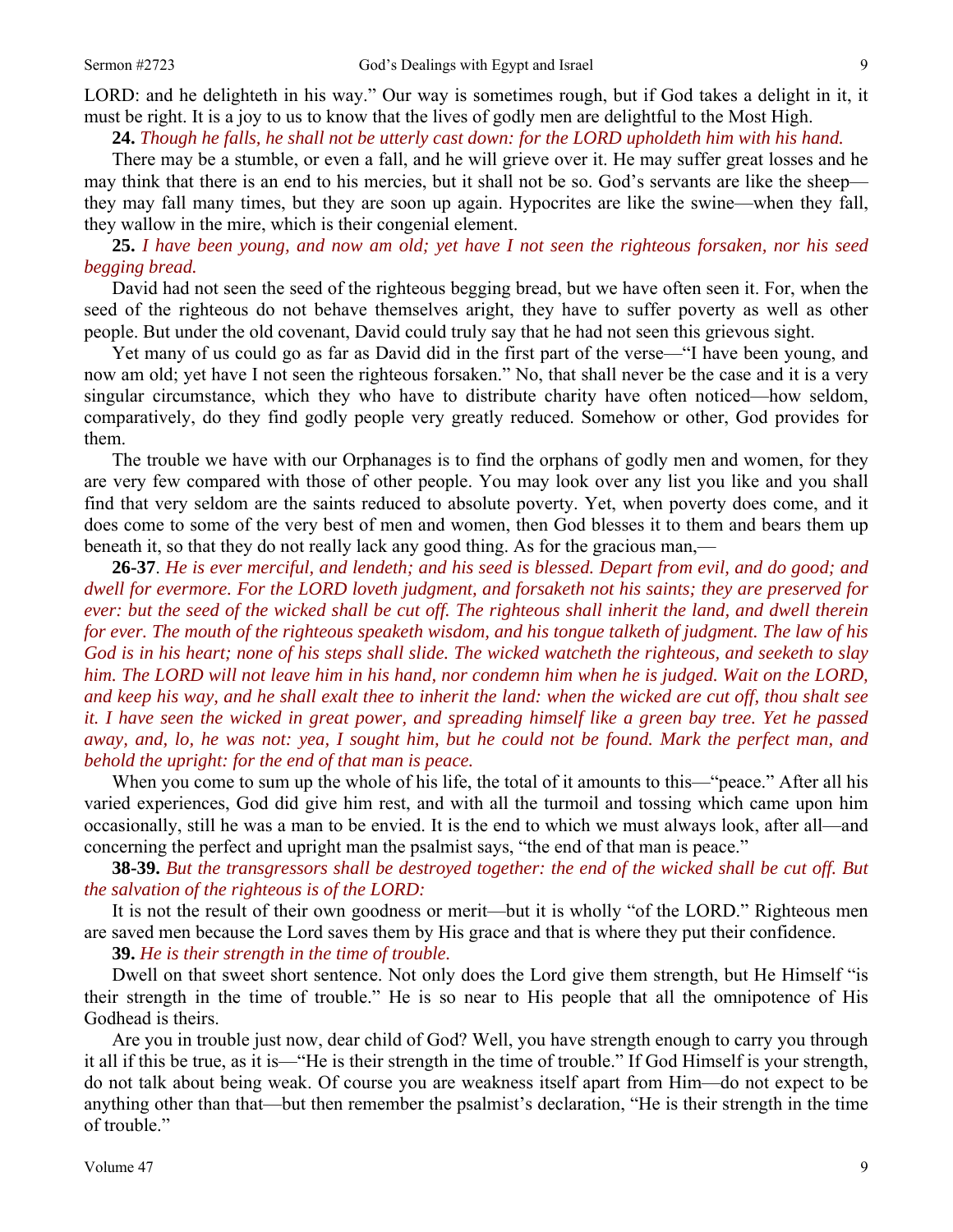LORD: and he delighteth in his way." Our way is sometimes rough, but if God takes a delight in it, it must be right. It is a joy to us to know that the lives of godly men are delightful to the Most High.

**24.** *Though he falls, he shall not be utterly cast down: for the LORD upholdeth him with his hand.*

There may be a stumble, or even a fall, and he will grieve over it. He may suffer great losses and he may think that there is an end to his mercies, but it shall not be so. God's servants are like the sheep—they may fall many times, but they are soon up again. Hypocrites are like the swine—when they fall, they wallow in the mire, which is their congenial element.

**25.** *I have been young, and now am old; yet have I not seen the righteous forsaken, nor his seed begging bread.*

David had not seen the seed of the righteous begging bread, but we have often seen it. For, when the seed of the righteous do not behave themselves aright, they have to suffer poverty as well as other people. But under the old covenant, David could truly say that he had not seen this grievous sight.

Yet many of us could go as far as David did in the first part of the verse—"I have been young, and now am old; yet have I not seen the righteous forsaken." No, that shall never be the case and it is a very singular circumstance, which they who have to distribute charity have often noticed—how seldom, comparatively, do they find godly people very greatly reduced. Somehow or other, God provides for them.

The trouble we have with our Orphanages is to find the orphans of godly men and women, for they are very few compared with those of other people. You may look over any list you like and you shall find that very seldom are the saints reduced to absolute poverty. Yet, when poverty does come, and it does come to some of the very best of men and women, then God blesses it to them and bears them up beneath it, so that they do not really lack any good thing. As for the gracious man,—

**26-37**. *He is ever merciful, and lendeth; and his seed is blessed. Depart from evil, and do good; and dwell for evermore. For the LORD loveth judgment, and forsaketh not his saints; they are preserved for ever: but the seed of the wicked shall be cut off. The righteous shall inherit the land, and dwell therein for ever. The mouth of the righteous speaketh wisdom, and his tongue talketh of judgment. The law of his God is in his heart; none of his steps shall slide. The wicked watcheth the righteous, and seeketh to slay him. The LORD will not leave him in his hand, nor condemn him when he is judged. Wait on the LORD, and keep his way, and he shall exalt thee to inherit the land: when the wicked are cut off, thou shalt see it. I have seen the wicked in great power, and spreading himself like a green bay tree. Yet he passed away, and, lo, he was not: yea, I sought him, but he could not be found. Mark the perfect man, and behold the upright: for the end of that man is peace.*

When you come to sum up the whole of his life, the total of it amounts to this—"peace." After all his varied experiences, God did give him rest, and with all the turmoil and tossing which came upon him occasionally, still he was a man to be envied. It is the end to which we must always look, after all—and concerning the perfect and upright man the psalmist says, "the end of that man is peace."

**38-39.** *But the transgressors shall be destroyed together: the end of the wicked shall be cut off. But the salvation of the righteous is of the LORD:*

It is not the result of their own goodness or merit—but it is wholly "of the LORD." Righteous men are saved men because the Lord saves them by His grace and that is where they put their confidence.

**39.** *He is their strength in the time of trouble.*

Dwell on that sweet short sentence. Not only does the Lord give them strength, but He Himself "is their strength in the time of trouble." He is so near to His people that all the omnipotence of His Godhead is theirs.

Are you in trouble just now, dear child of God? Well, you have strength enough to carry you through it all if this be true, as it is—"He is their strength in the time of trouble." If God Himself is your strength, do not talk about being weak. Of course you are weakness itself apart from Him—do not expect to be anything other than that—but then remember the psalmist's declaration, "He is their strength in the time of trouble."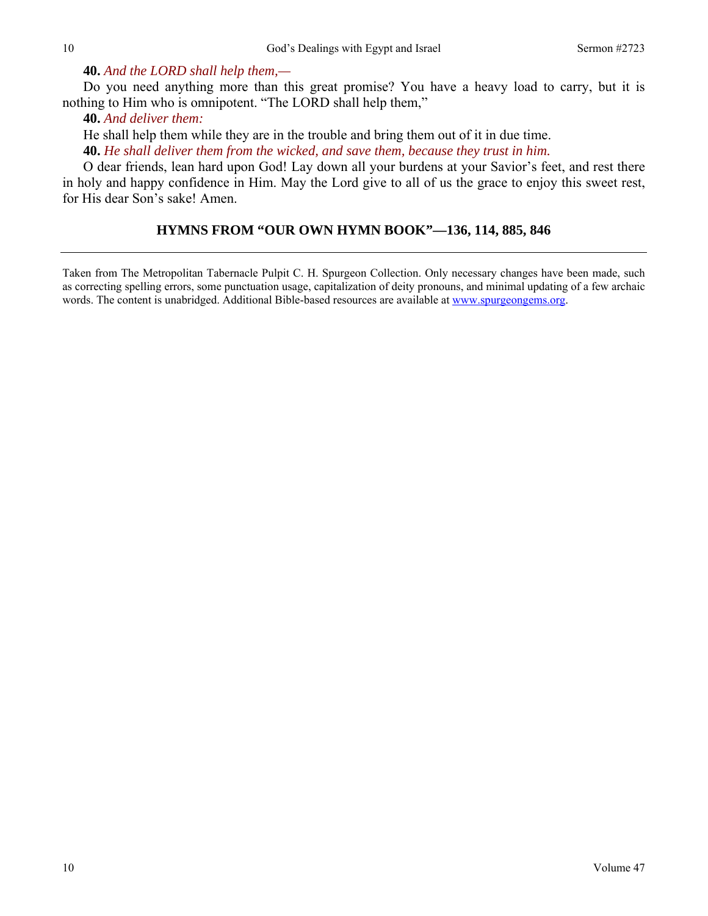**40.** *And the LORD shall help them,—*

Do you need anything more than this great promise? You have a heavy load to carry, but it is nothing to Him who is omnipotent. "The LORD shall help them,"

**40.** *And deliver them:*

He shall help them while they are in the trouble and bring them out of it in due time.

**40.** *He shall deliver them from the wicked, and save them, because they trust in him.*

O dear friends, lean hard upon God! Lay down all your burdens at your Savior's feet, and rest there in holy and happy confidence in Him. May the Lord give to all of us the grace to enjoy this sweet rest, for His dear Son's sake! Amen.

**HYMNS FROM "OUR OWN HYMN BOOK"—136, 114, 885, 846**

---

Taken from The Metropolitan Tabernacle Pulpit C. H. Spurgeon Collection. Only necessary changes have been made, such as correcting spelling errors, some punctuation usage, capitalization of deity pronouns, and minimal updating of a few archaic words. The content is unabridged. Additional Bible-based resources are available at www.spurgeongems.org.